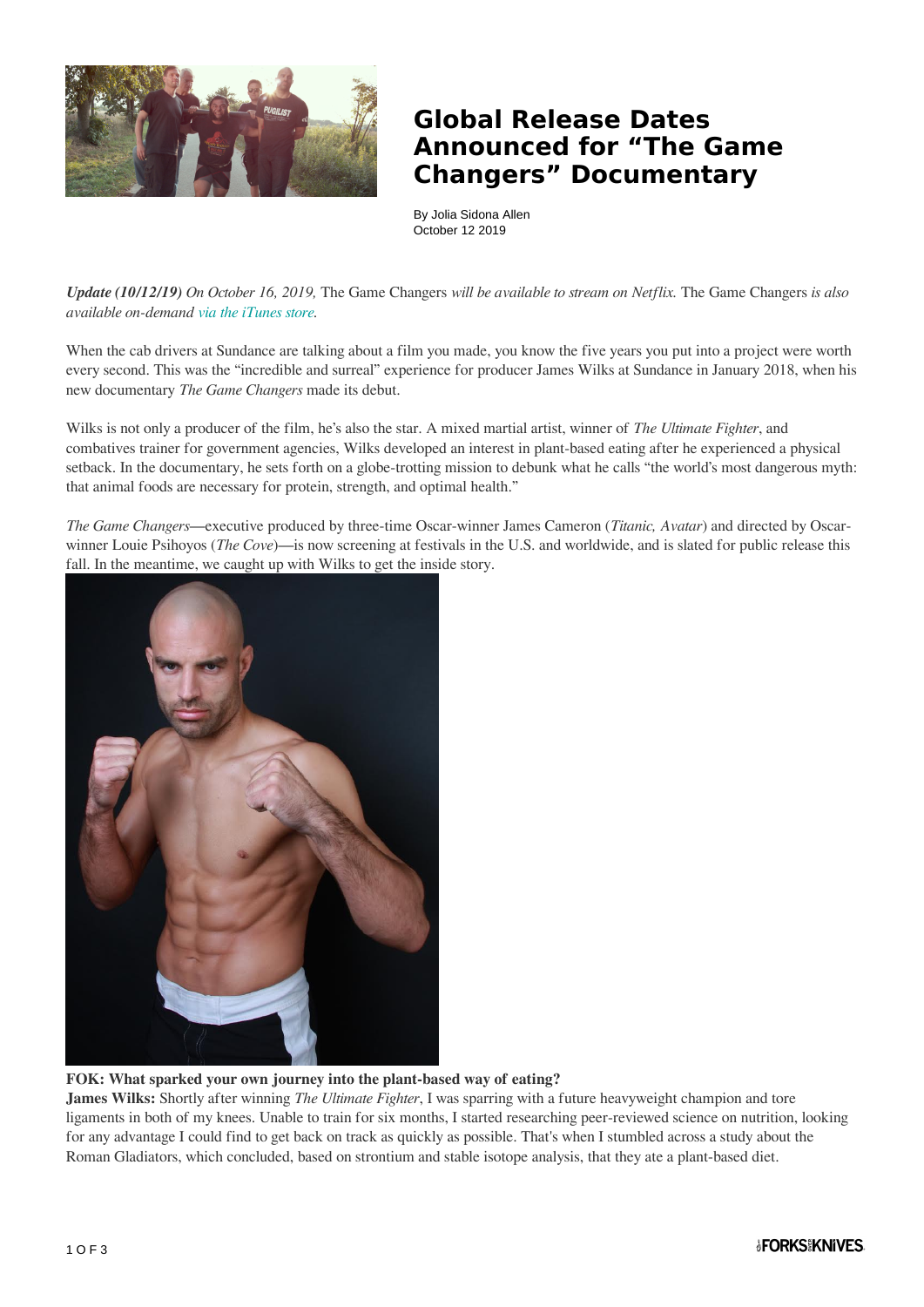# Global Release Dates Announced for "The Game Changers" Documentary

By Jolia Sidona Allen
October 12 2019

***Update (10/12/19)*** *On October 16, 2019,* The Game Changers *will be available to stream on Netflix.* The Game Changers *is also available on-demand via the iTunes store.*

When the cab drivers at Sundance are talking about a film you made, you know the five years you put into a project were worth every second. This was the "incredible and surreal" experience for producer James Wilks at Sundance in January 2018, when his new documentary *The Game Changers* made its debut.

Wilks is not only a producer of the film, he's also the star. A mixed martial artist, winner of *The Ultimate Fighter*, and combatives trainer for government agencies, Wilks developed an interest in plant-based eating after he experienced a physical setback. In the documentary, he sets forth on a globe-trotting mission to debunk what he calls "the world's most dangerous myth: that animal foods are necessary for protein, strength, and optimal health."

*The Game Changers*—executive produced by three-time Oscar-winner James Cameron (*Titanic, Avatar*) and directed by Oscar-winner Louie Psihoyos (*The Cove*)—is now screening at festivals in the U.S. and worldwide, and is slated for public release this fall. In the meantime, we caught up with Wilks to get the inside story.

**FOK: What sparked your own journey into the plant-based way of eating?**
**James Wilks:** Shortly after winning *The Ultimate Fighter*, I was sparring with a future heavyweight champion and tore ligaments in both of my knees. Unable to train for six months, I started researching peer-reviewed science on nutrition, looking for any advantage I could find to get back on track as quickly as possible. That's when I stumbled across a study about the Roman Gladiators, which concluded, based on strontium and stable isotope analysis, that they ate a plant-based diet.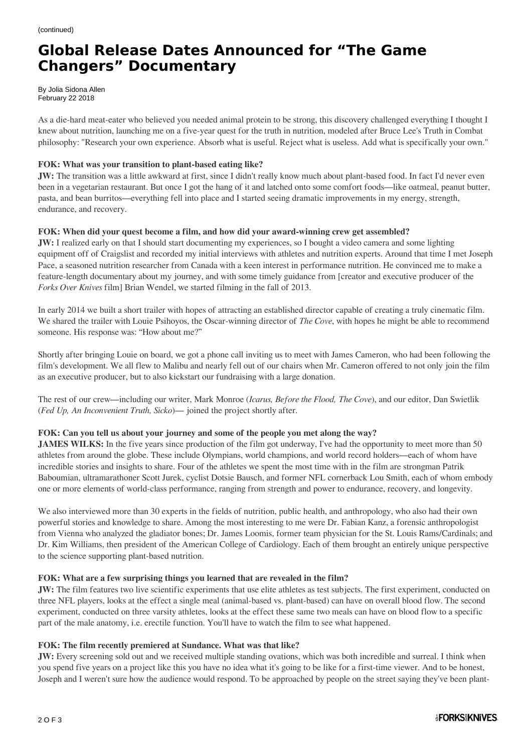(continued)

# Global Release Dates Announced for "The Game Changers" Documentary

By Jolia Sidona Allen
February 22 2018

As a die-hard meat-eater who believed you needed animal protein to be strong, this discovery challenged everything I thought I knew about nutrition, launching me on a five-year quest for the truth in nutrition, modeled after Bruce Lee's Truth in Combat philosophy: "Research your own experience. Absorb what is useful. Reject what is useless. Add what is specifically your own."

**FOK: What was your transition to plant-based eating like?**
**JW:** The transition was a little awkward at first, since I didn't really know much about plant-based food. In fact I'd never even been in a vegetarian restaurant. But once I got the hang of it and latched onto some comfort foods—like oatmeal, peanut butter, pasta, and bean burritos—everything fell into place and I started seeing dramatic improvements in my energy, strength, endurance, and recovery.

**FOK: When did your quest become a film, and how did your award-winning crew get assembled?**
**JW:** I realized early on that I should start documenting my experiences, so I bought a video camera and some lighting equipment off of Craigslist and recorded my initial interviews with athletes and nutrition experts. Around that time I met Joseph Pace, a seasoned nutrition researcher from Canada with a keen interest in performance nutrition. He convinced me to make a feature-length documentary about my journey, and with some timely guidance from [creator and executive producer of the *Forks Over Knives* film] Brian Wendel, we started filming in the fall of 2013.

In early 2014 we built a short trailer with hopes of attracting an established director capable of creating a truly cinematic film. We shared the trailer with Louie Psihoyos, the Oscar-winning director of *The Cove*, with hopes he might be able to recommend someone. His response was: "How about me?"

Shortly after bringing Louie on board, we got a phone call inviting us to meet with James Cameron, who had been following the film's development. We all flew to Malibu and nearly fell out of our chairs when Mr. Cameron offered to not only join the film as an executive producer, but to also kickstart our fundraising with a large donation.

The rest of our crew—including our writer, Mark Monroe (*Icarus, Before the Flood, The Cove*), and our editor, Dan Swietlik (*Fed Up, An Inconvenient Truth, Sicko*)— joined the project shortly after.

**FOK: Can you tell us about your journey and some of the people you met along the way?**
**JAMES WILKS:** In the five years since production of the film got underway, I've had the opportunity to meet more than 50 athletes from around the globe. These include Olympians, world champions, and world record holders—each of whom have incredible stories and insights to share. Four of the athletes we spent the most time with in the film are strongman Patrik Baboumian, ultramarathoner Scott Jurek, cyclist Dotsie Bausch, and former NFL cornerback Lou Smith, each of whom embody one or more elements of world-class performance, ranging from strength and power to endurance, recovery, and longevity.

We also interviewed more than 30 experts in the fields of nutrition, public health, and anthropology, who also had their own powerful stories and knowledge to share. Among the most interesting to me were Dr. Fabian Kanz, a forensic anthropologist from Vienna who analyzed the gladiator bones; Dr. James Loomis, former team physician for the St. Louis Rams/Cardinals; and Dr. Kim Williams, then president of the American College of Cardiology. Each of them brought an entirely unique perspective to the science supporting plant-based nutrition.

**FOK: What are a few surprising things you learned that are revealed in the film?**
**JW:** The film features two live scientific experiments that use elite athletes as test subjects. The first experiment, conducted on three NFL players, looks at the effect a single meal (animal-based vs. plant-based) can have on overall blood flow. The second experiment, conducted on three varsity athletes, looks at the effect these same two meals can have on blood flow to a specific part of the male anatomy, i.e. erectile function. You'll have to watch the film to see what happened.

**FOK: The film recently premiered at Sundance. What was that like?**
**JW:** Every screening sold out and we received multiple standing ovations, which was both incredible and surreal. I think when you spend five years on a project like this you have no idea what it's going to be like for a first-time viewer. And to be honest, Joseph and I weren't sure how the audience would respond. To be approached by people on the street saying they've been plant-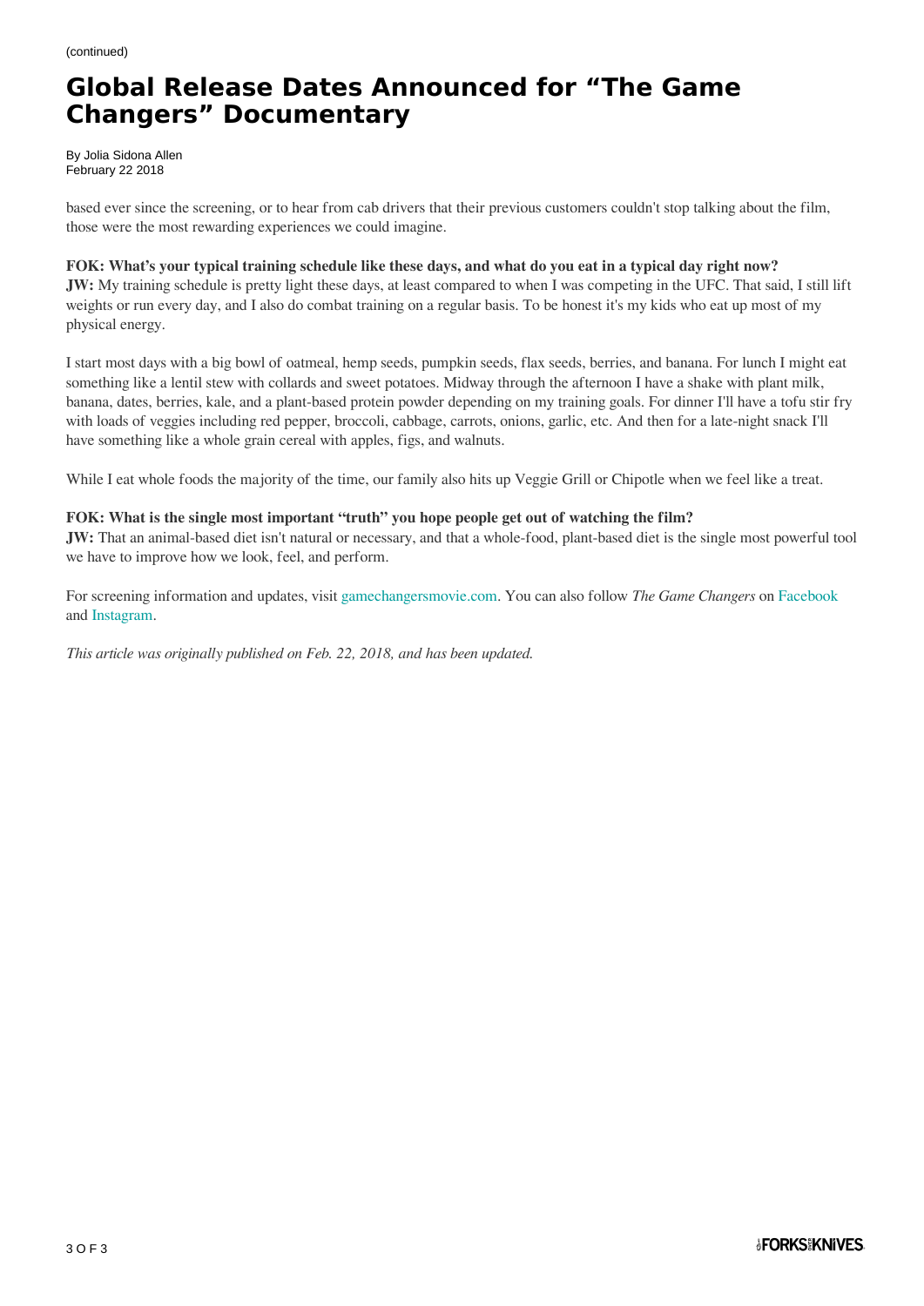(continued)

# Global Release Dates Announced for “The Game Changers” Documentary

By Jolia Sidona Allen
February 22 2018

based ever since the screening, or to hear from cab drivers that their previous customers couldn't stop talking about the film, those were the most rewarding experiences we could imagine.

**FOK: What’s your typical training schedule like these days, and what do you eat in a typical day right now?**
**JW:** My training schedule is pretty light these days, at least compared to when I was competing in the UFC. That said, I still lift weights or run every day, and I also do combat training on a regular basis. To be honest it's my kids who eat up most of my physical energy.

I start most days with a big bowl of oatmeal, hemp seeds, pumpkin seeds, flax seeds, berries, and banana. For lunch I might eat something like a lentil stew with collards and sweet potatoes. Midway through the afternoon I have a shake with plant milk, banana, dates, berries, kale, and a plant-based protein powder depending on my training goals. For dinner I'll have a tofu stir fry with loads of veggies including red pepper, broccoli, cabbage, carrots, onions, garlic, etc. And then for a late-night snack I'll have something like a whole grain cereal with apples, figs, and walnuts.

While I eat whole foods the majority of the time, our family also hits up Veggie Grill or Chipotle when we feel like a treat.

**FOK: What is the single most important “truth” you hope people get out of watching the film?**
**JW:** That an animal-based diet isn't natural or necessary, and that a whole-food, plant-based diet is the single most powerful tool we have to improve how we look, feel, and perform.

For screening information and updates, visit gamechangersmovie.com. You can also follow *The Game Changers* on Facebook and Instagram.

*This article was originally published on Feb. 22, 2018, and has been updated.*